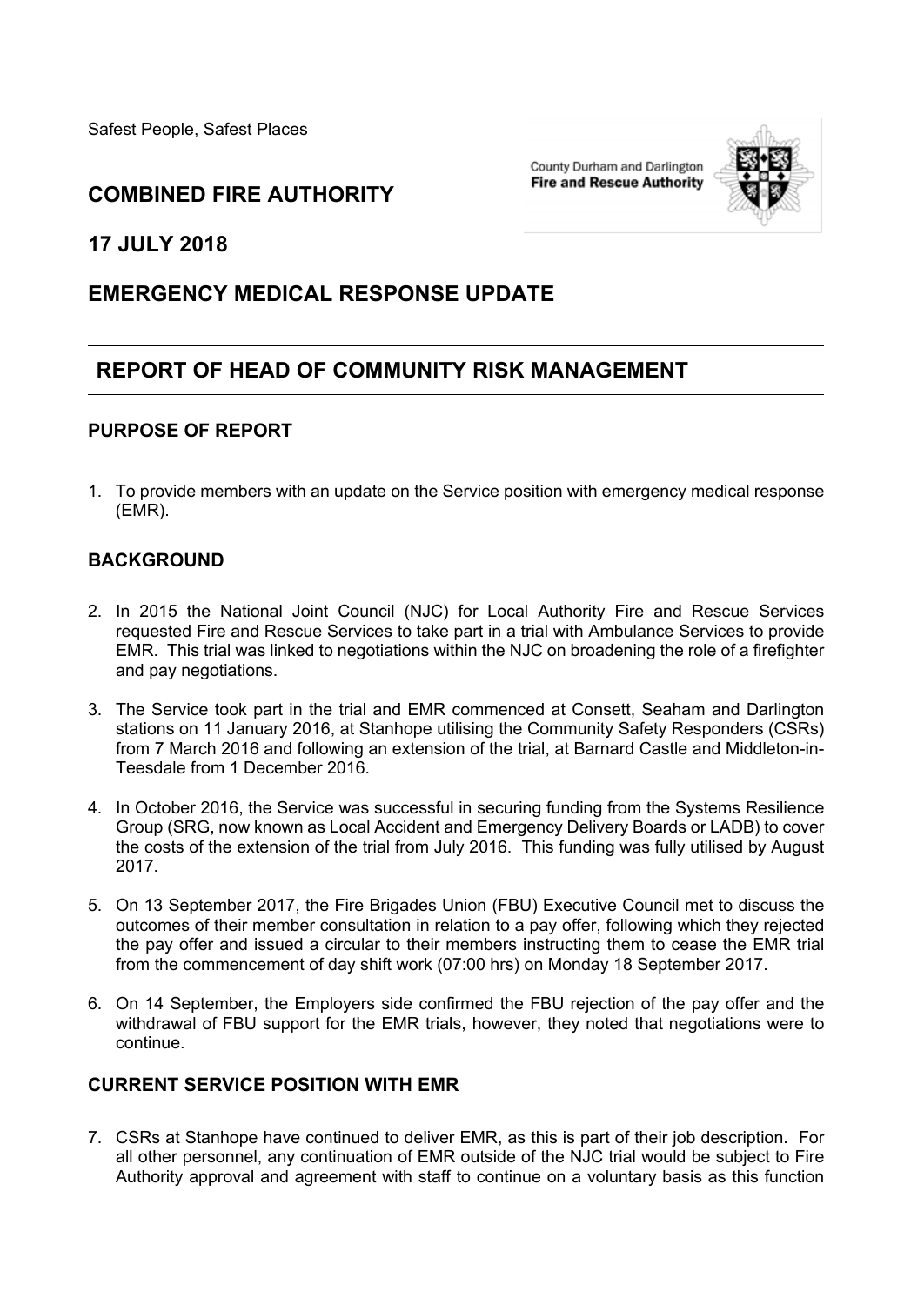Safest People, Safest Places

County Durham and Darlington **Fire and Rescue Authority**

# COMBINED FIRE AUTHORITY

## 17 JULY 2018

## EMERGENCY MEDICAL RESPONSE UPDATE

## REPORT OF HEAD OF COMMUNITY RISK MANAGEMENT

### PURPOSE OF REPORT

1. To provide members with an update on the Service position with emergency medical response (EMR).

### BACKGROUND

2. In 2015 the National Joint Council (NJC) for Local Authority Fire and Rescue Services requested Fire and Rescue Services to take part in a trial with Ambulance Services to provide EMR. This trial was linked to negotiations within the NJC on broadening the role of a firefighter and pay negotiations.

3. The Service took part in the trial and EMR commenced at Consett, Seaham and Darlington stations on 11 January 2016, at Stanhope utilising the Community Safety Responders (CSRs) from 7 March 2016 and following an extension of the trial, at Barnard Castle and Middleton-in-Teesdale from 1 December 2016.

4. In October 2016, the Service was successful in securing funding from the Systems Resilience Group (SRG, now known as Local Accident and Emergency Delivery Boards or LADB) to cover the costs of the extension of the trial from July 2016. This funding was fully utilised by August 2017.

5. On 13 September 2017, the Fire Brigades Union (FBU) Executive Council met to discuss the outcomes of their member consultation in relation to a pay offer, following which they rejected the pay offer and issued a circular to their members instructing them to cease the EMR trial from the commencement of day shift work (07:00 hrs) on Monday 18 September 2017.

6. On 14 September, the Employers side confirmed the FBU rejection of the pay offer and the withdrawal of FBU support for the EMR trials, however, they noted that negotiations were to continue.

### CURRENT SERVICE POSITION WITH EMR

7. CSRs at Stanhope have continued to deliver EMR, as this is part of their job description. For all other personnel, any continuation of EMR outside of the NJC trial would be subject to Fire Authority approval and agreement with staff to continue on a voluntary basis as this function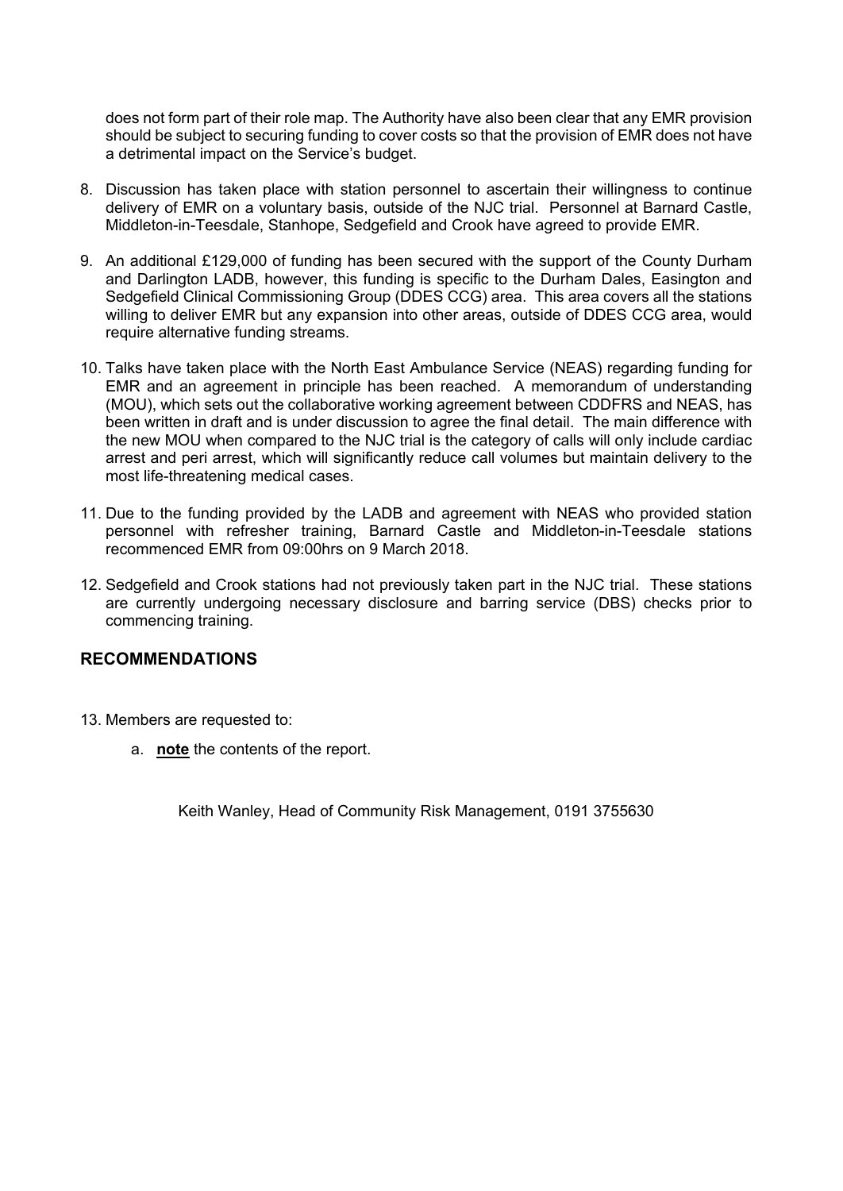does not form part of their role map. The Authority have also been clear that any EMR provision should be subject to securing funding to cover costs so that the provision of EMR does not have a detrimental impact on the Service's budget.

8. Discussion has taken place with station personnel to ascertain their willingness to continue delivery of EMR on a voluntary basis, outside of the NJC trial. Personnel at Barnard Castle, Middleton-in-Teesdale, Stanhope, Sedgefield and Crook have agreed to provide EMR.

9. An additional £129,000 of funding has been secured with the support of the County Durham and Darlington LADB, however, this funding is specific to the Durham Dales, Easington and Sedgefield Clinical Commissioning Group (DDES CCG) area. This area covers all the stations willing to deliver EMR but any expansion into other areas, outside of DDES CCG area, would require alternative funding streams.

10. Talks have taken place with the North East Ambulance Service (NEAS) regarding funding for EMR and an agreement in principle has been reached. A memorandum of understanding (MOU), which sets out the collaborative working agreement between CDDFRS and NEAS, has been written in draft and is under discussion to agree the final detail. The main difference with the new MOU when compared to the NJC trial is the category of calls will only include cardiac arrest and peri arrest, which will significantly reduce call volumes but maintain delivery to the most life-threatening medical cases.

11. Due to the funding provided by the LADB and agreement with NEAS who provided station personnel with refresher training, Barnard Castle and Middleton-in-Teesdale stations recommenced EMR from 09:00hrs on 9 March 2018.

12. Sedgefield and Crook stations had not previously taken part in the NJC trial. These stations are currently undergoing necessary disclosure and barring service (DBS) checks prior to commencing training.

## RECOMMENDATIONS

13. Members are requested to:

    a. **note** the contents of the report.

Keith Wanley, Head of Community Risk Management, 0191 3755630